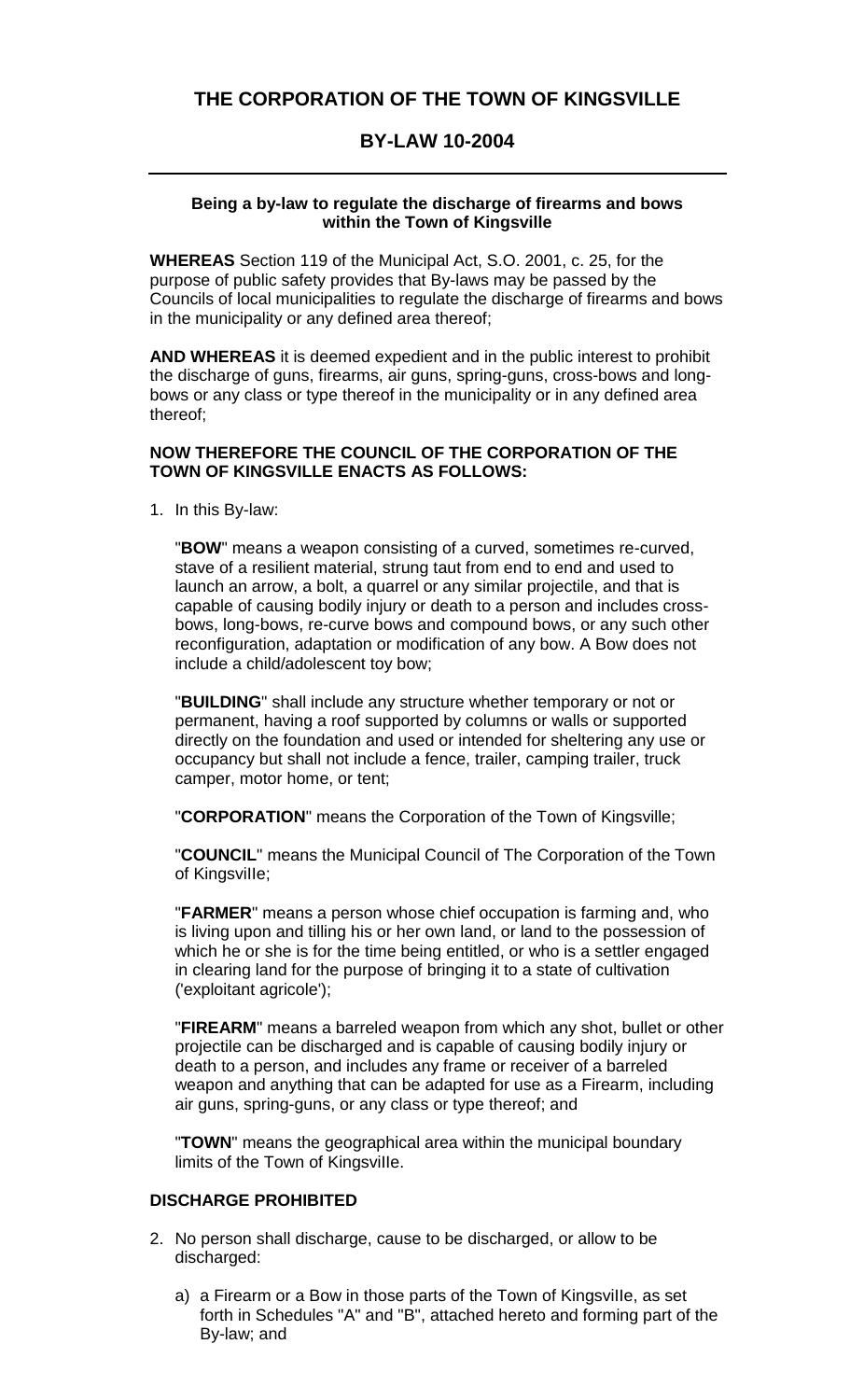# THE CORPORATION OF THE TOWN OF KINGSVILLE

## BY-LAW 10-2004

**Being a by-law to regulate the discharge of firearms and bows within the Town of Kingsville**

**WHEREAS** Section 119 of the Municipal Act, S.O. 2001, c. 25, for the purpose of public safety provides that By-laws may be passed by the Councils of local municipalities to regulate the discharge of firearms and bows in the municipality or any defined area thereof;

**AND WHEREAS** it is deemed expedient and in the public interest to prohibit the discharge of guns, firearms, air guns, spring-guns, cross-bows and long-bows or any class or type thereof in the municipality or in any defined area thereof;

**NOW THEREFORE THE COUNCIL OF THE CORPORATION OF THE TOWN OF KINGSVILLE ENACTS AS FOLLOWS:**

1. In this By-law:

   "**BOW**" means a weapon consisting of a curved, sometimes re-curved, stave of a resilient material, strung taut from end to end and used to launch an arrow, a bolt, a quarrel or any similar projectile, and that is capable of causing bodily injury or death to a person and includes cross-bows, long-bows, re-curve bows and compound bows, or any such other reconfiguration, adaptation or modification of any bow. A Bow does not include a child/adolescent toy bow;

   "**BUILDING**" shall include any structure whether temporary or not or permanent, having a roof supported by columns or walls or supported directly on the foundation and used or intended for sheltering any use or occupancy but shall not include a fence, trailer, camping trailer, truck camper, motor home, or tent;

   "**CORPORATION**" means the Corporation of the Town of Kingsville;

   "**COUNCIL**" means the Municipal Council of The Corporation of the Town of Kingsville;

   "**FARMER**" means a person whose chief occupation is farming and, who is living upon and tilling his or her own land, or land to the possession of which he or she is for the time being entitled, or who is a settler engaged in clearing land for the purpose of bringing it to a state of cultivation ('exploitant agricole');

   "**FIREARM**" means a barreled weapon from which any shot, bullet or other projectile can be discharged and is capable of causing bodily injury or death to a person, and includes any frame or receiver of a barreled weapon and anything that can be adapted for use as a Firearm, including air guns, spring-guns, or any class or type thereof; and

   "**TOWN**" means the geographical area within the municipal boundary limits of the Town of Kingsville.

### DISCHARGE PROHIBITED

2. No person shall discharge, cause to be discharged, or allow to be discharged:

   a) a Firearm or a Bow in those parts of the Town of Kingsville, as set forth in Schedules "A" and "B", attached hereto and forming part of the By-law; and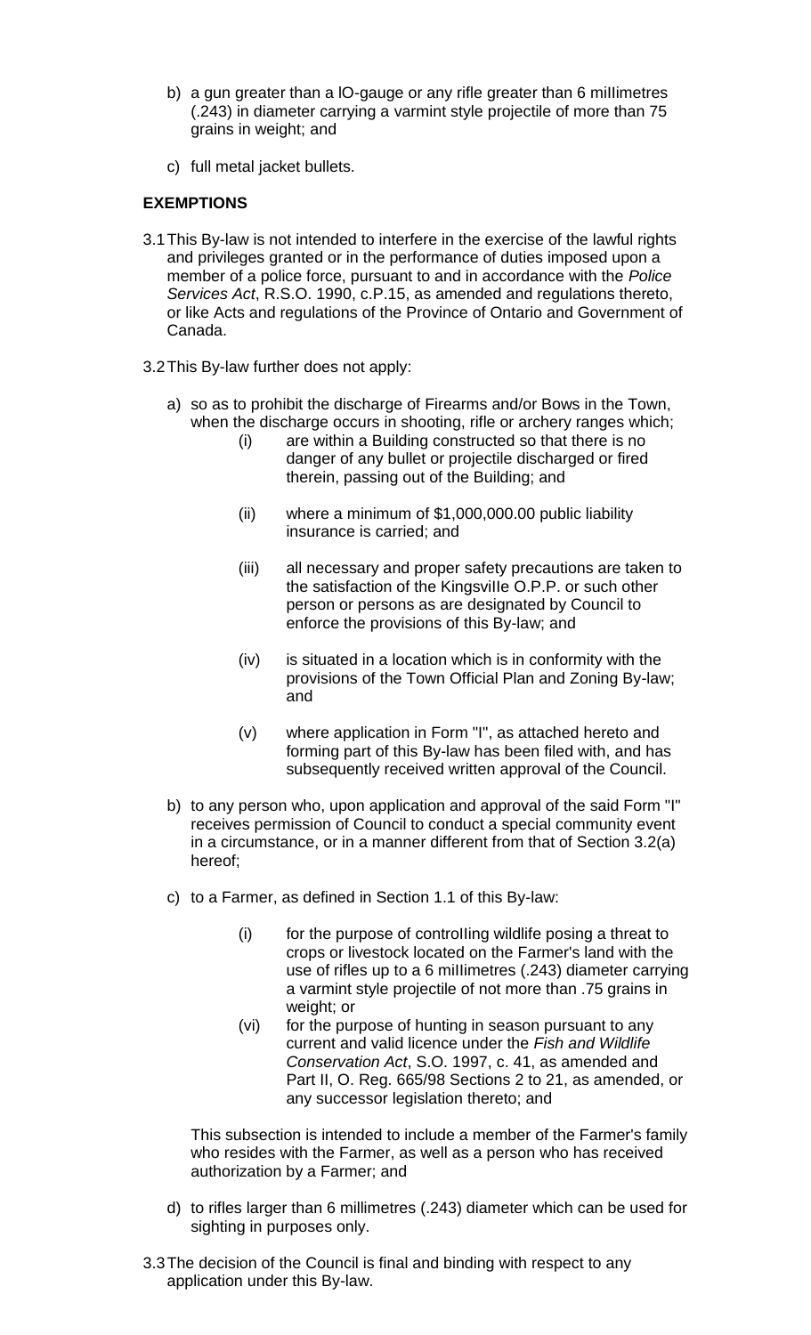b) a gun greater than a lO-gauge or any rifle greater than 6 milIimetres (.243) in diameter carrying a varmint style projectile of more than 75 grains in weight; and

c) full metal jacket bullets.

**EXEMPTIONS**

3.1 This By-law is not intended to interfere in the exercise of the lawful rights and privileges granted or in the performance of duties imposed upon a member of a police force, pursuant to and in accordance with the *Police Services Act*, R.S.O. 1990, c.P.15, as amended and regulations thereto, or like Acts and regulations of the Province of Ontario and Government of Canada.

3.2 This By-law further does not apply:

a) so as to prohibit the discharge of Firearms and/or Bows in the Town, when the discharge occurs in shooting, rifle or archery ranges which;

(i) are within a Building constructed so that there is no danger of any bullet or projectile discharged or fired therein, passing out of the Building; and

(ii) where a minimum of $1,000,000.00 public liability insurance is carried; and

(iii) all necessary and proper safety precautions are taken to the satisfaction of the KingsvilIe O.P.P. or such other person or persons as are designated by Council to enforce the provisions of this By-law; and

(iv) is situated in a location which is in conformity with the provisions of the Town Official Plan and Zoning By-law; and

(v) where application in Form "I", as attached hereto and forming part of this By-law has been filed with, and has subsequently received written approval of the Council.

b) to any person who, upon application and approval of the said Form "I" receives permission of Council to conduct a special community event in a circumstance, or in a manner different from that of Section 3.2(a) hereof;

c) to a Farmer, as defined in Section 1.1 of this By-law:

(i) for the purpose of controlIing wildlife posing a threat to crops or livestock located on the Farmer's land with the use of rifles up to a 6 milIimetres (.243) diameter carrying a varmint style projectile of not more than .75 grains in weight; or

(vi) for the purpose of hunting in season pursuant to any current and valid licence under the *Fish and Wildlife Conservation Act*, S.O. 1997, c. 41, as amended and Part II, O. Reg. 665/98 Sections 2 to 21, as amended, or any successor legislation thereto; and

This subsection is intended to include a member of the Farmer's family who resides with the Farmer, as well as a person who has received authorization by a Farmer; and

d) to rifles larger than 6 millimetres (.243) diameter which can be used for sighting in purposes only.

3.3 The decision of the Council is final and binding with respect to any application under this By-law.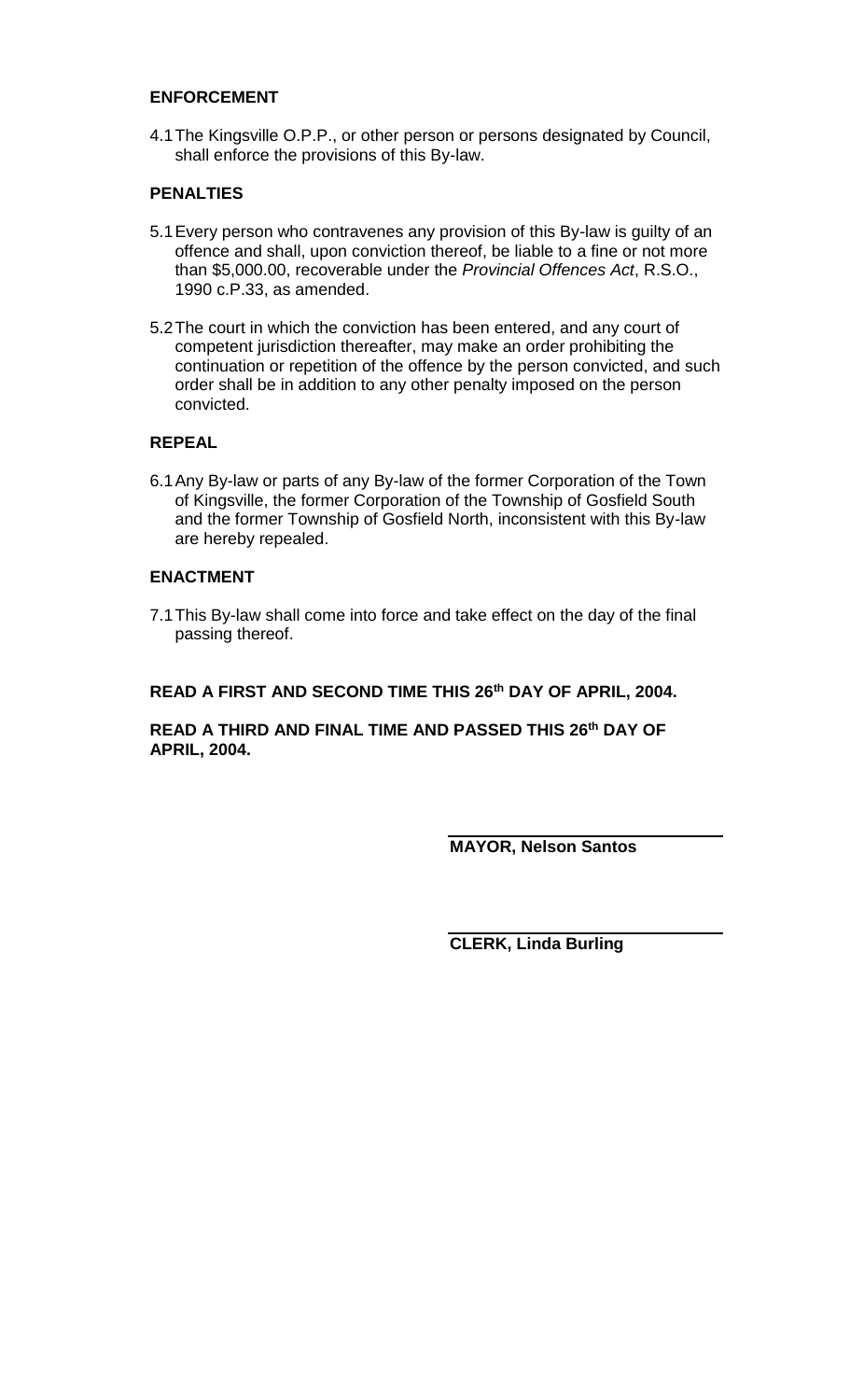**ENFORCEMENT**

4.1 The Kingsville O.P.P., or other person or persons designated by Council, shall enforce the provisions of this By-law.

**PENALTIES**

5.1 Every person who contravenes any provision of this By-law is guilty of an offence and shall, upon conviction thereof, be liable to a fine or not more than $5,000.00, recoverable under the *Provincial Offences Act*, R.S.O., 1990 c.P.33, as amended.

5.2 The court in which the conviction has been entered, and any court of competent jurisdiction thereafter, may make an order prohibiting the continuation or repetition of the offence by the person convicted, and such order shall be in addition to any other penalty imposed on the person convicted.

**REPEAL**

6.1 Any By-law or parts of any By-law of the former Corporation of the Town of Kingsville, the former Corporation of the Township of Gosfield South and the former Township of Gosfield North, inconsistent with this By-law are hereby repealed.

**ENACTMENT**

7.1 This By-law shall come into force and take effect on the day of the final passing thereof.

**READ A FIRST AND SECOND TIME THIS 26th DAY OF APRIL, 2004.**

**READ A THIRD AND FINAL TIME AND PASSED THIS 26th DAY OF APRIL, 2004.**

**MAYOR, Nelson Santos**

**CLERK, Linda Burling**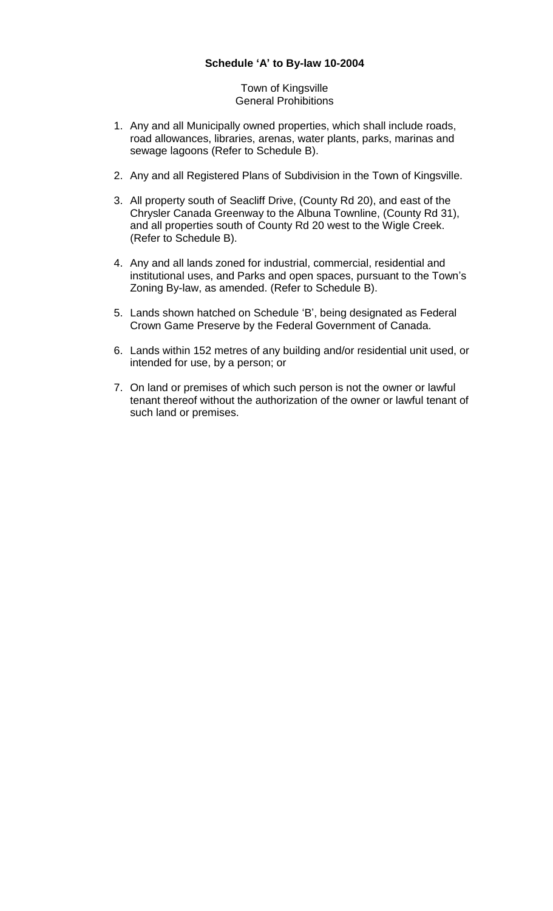**Schedule 'A' to By-law 10-2004**

Town of Kingsville
General Prohibitions

1. Any and all Municipally owned properties, which shall include roads, road allowances, libraries, arenas, water plants, parks, marinas and sewage lagoons (Refer to Schedule B).

2. Any and all Registered Plans of Subdivision in the Town of Kingsville.

3. All property south of Seacliff Drive, (County Rd 20), and east of the Chrysler Canada Greenway to the Albuna Townline, (County Rd 31), and all properties south of County Rd 20 west to the Wigle Creek. (Refer to Schedule B).

4. Any and all lands zoned for industrial, commercial, residential and institutional uses, and Parks and open spaces, pursuant to the Town's Zoning By-law, as amended. (Refer to Schedule B).

5. Lands shown hatched on Schedule 'B', being designated as Federal Crown Game Preserve by the Federal Government of Canada.

6. Lands within 152 metres of any building and/or residential unit used, or intended for use, by a person; or

7. On land or premises of which such person is not the owner or lawful tenant thereof without the authorization of the owner or lawful tenant of such land or premises.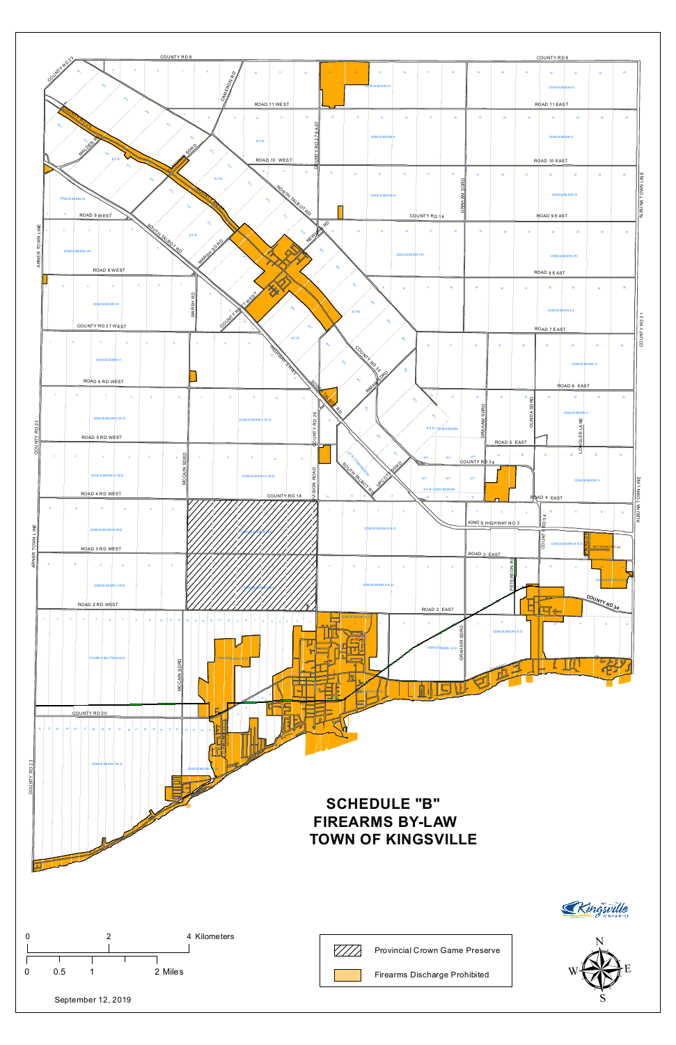# SCHEDULE "B"
# FIREARMS BY-LAW
# TOWN OF KINGSVILLE

Provincial Crown Game Preserve

Firearms Discharge Prohibited

0 2 4 Kilometers

0 0.5 1 2 Miles

September 12, 2019